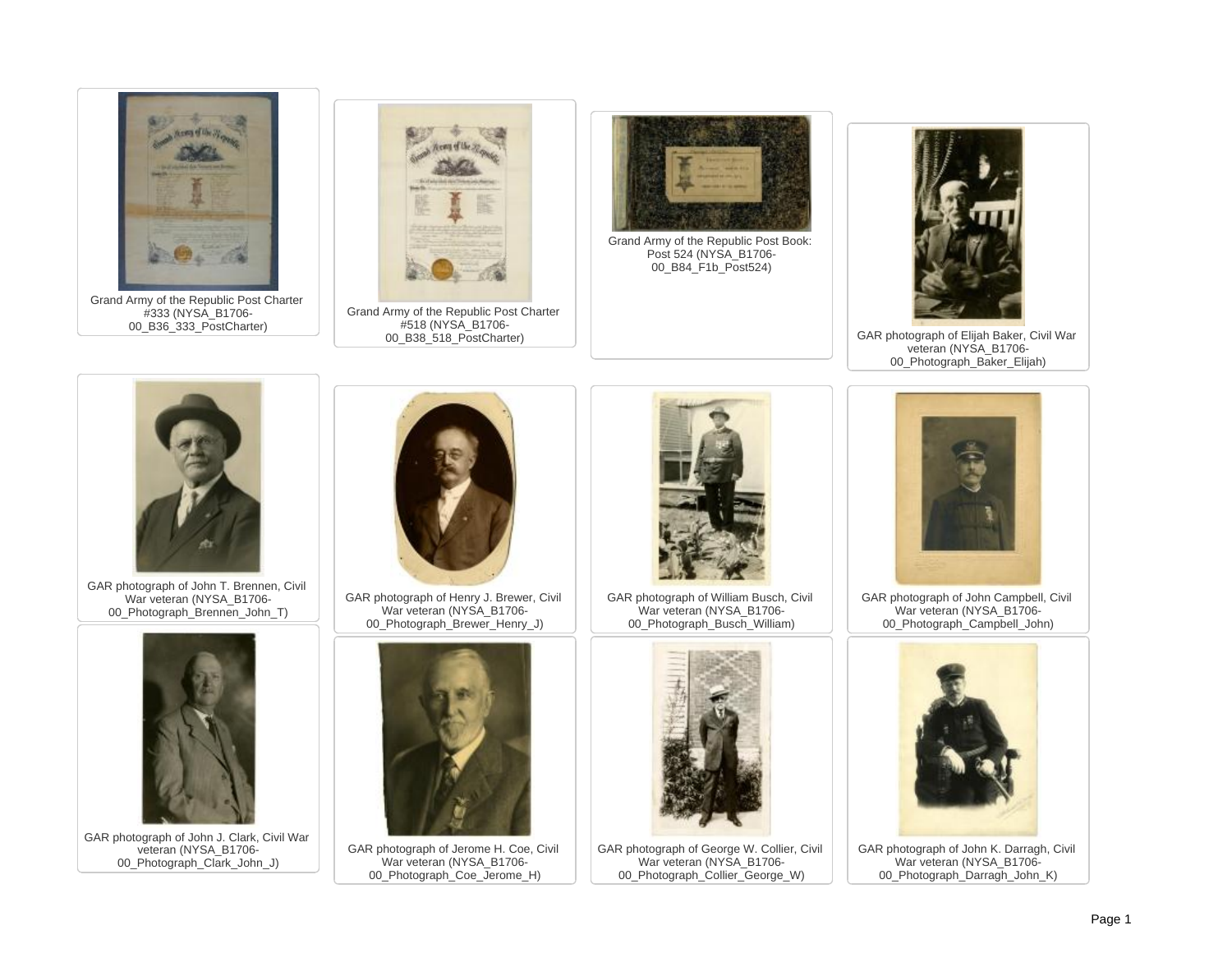Grand Army of the Republic Post Charter #333 (NYSA_B1706-00_B36_333_PostCharter)

Grand Army of the Republic Post Charter #518 (NYSA_B1706-00_B38_518_PostCharter)

Grand Army of the Republic Post Book: Post 524 (NYSA_B1706-00_B84_F1b_Post524)

GAR photograph of Elijah Baker, Civil War veteran (NYSA_B1706-00_Photograph_Baker_Elijah)

GAR photograph of John T. Brennen, Civil War veteran (NYSA_B1706-00_Photograph_Brennen_John_T)

GAR photograph of Henry J. Brewer, Civil War veteran (NYSA_B1706-00_Photograph_Brewer_Henry_J)

GAR photograph of William Busch, Civil War veteran (NYSA_B1706-00_Photograph_Busch_William)

GAR photograph of John Campbell, Civil War veteran (NYSA_B1706-00_Photograph_Campbell_John)

GAR photograph of John J. Clark, Civil War veteran (NYSA_B1706-00_Photograph_Clark_John_J)

GAR photograph of Jerome H. Coe, Civil War veteran (NYSA_B1706-00_Photograph_Coe_Jerome_H)

GAR photograph of George W. Collier, Civil War veteran (NYSA_B1706-00_Photograph_Collier_George_W)

GAR photograph of John K. Darragh, Civil War veteran (NYSA_B1706-00_Photograph_Darragh_John_K)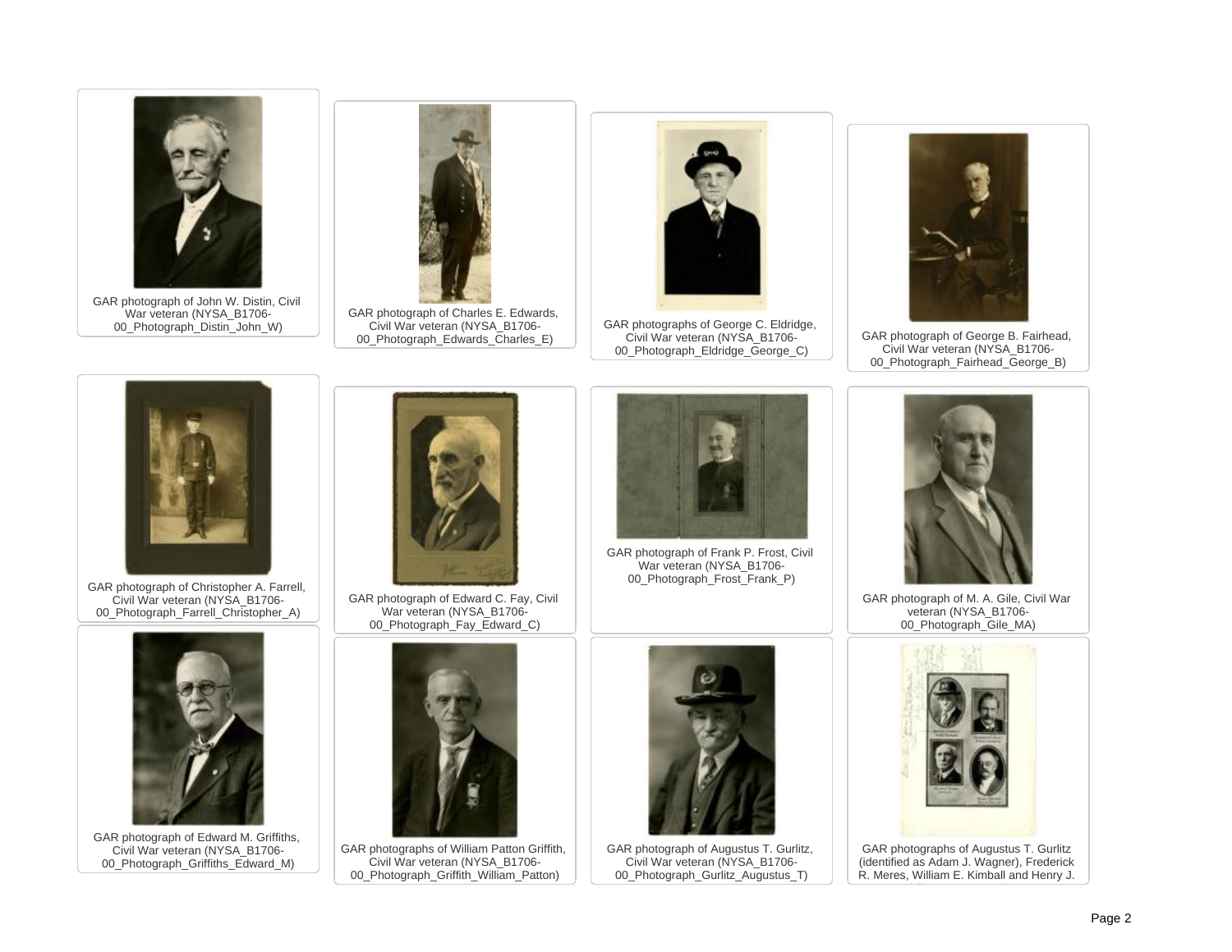GAR photograph of John W. Distin, Civil War veteran (NYSA_B1706-00_Photograph_Distin_John_W)

GAR photograph of Charles E. Edwards, Civil War veteran (NYSA_B1706-00_Photograph_Edwards_Charles_E)

GAR photographs of George C. Eldridge, Civil War veteran (NYSA_B1706-00_Photograph_Eldridge_George_C)

GAR photograph of George B. Fairhead, Civil War veteran (NYSA_B1706-00_Photograph_Fairhead_George_B)

GAR photograph of Christopher A. Farrell, Civil War veteran (NYSA_B1706-00_Photograph_Farrell_Christopher_A)

GAR photograph of Edward C. Fay, Civil War veteran (NYSA_B1706-00_Photograph_Fay_Edward_C)

GAR photograph of Frank P. Frost, Civil War veteran (NYSA_B1706-00_Photograph_Frost_Frank_P)

GAR photograph of M. A. Gile, Civil War veteran (NYSA_B1706-00_Photograph_Gile_MA)

GAR photograph of Edward M. Griffiths, Civil War veteran (NYSA_B1706-00_Photograph_Griffiths_Edward_M)

GAR photographs of William Patton Griffith, Civil War veteran (NYSA_B1706-00_Photograph_Griffith_William_Patton)

GAR photograph of Augustus T. Gurlitz, Civil War veteran (NYSA_B1706-00_Photograph_Gurlitz_Augustus_T)

GAR photographs of Augustus T. Gurlitz (identified as Adam J. Wagner), Frederick R. Meres, William E. Kimball and Henry J.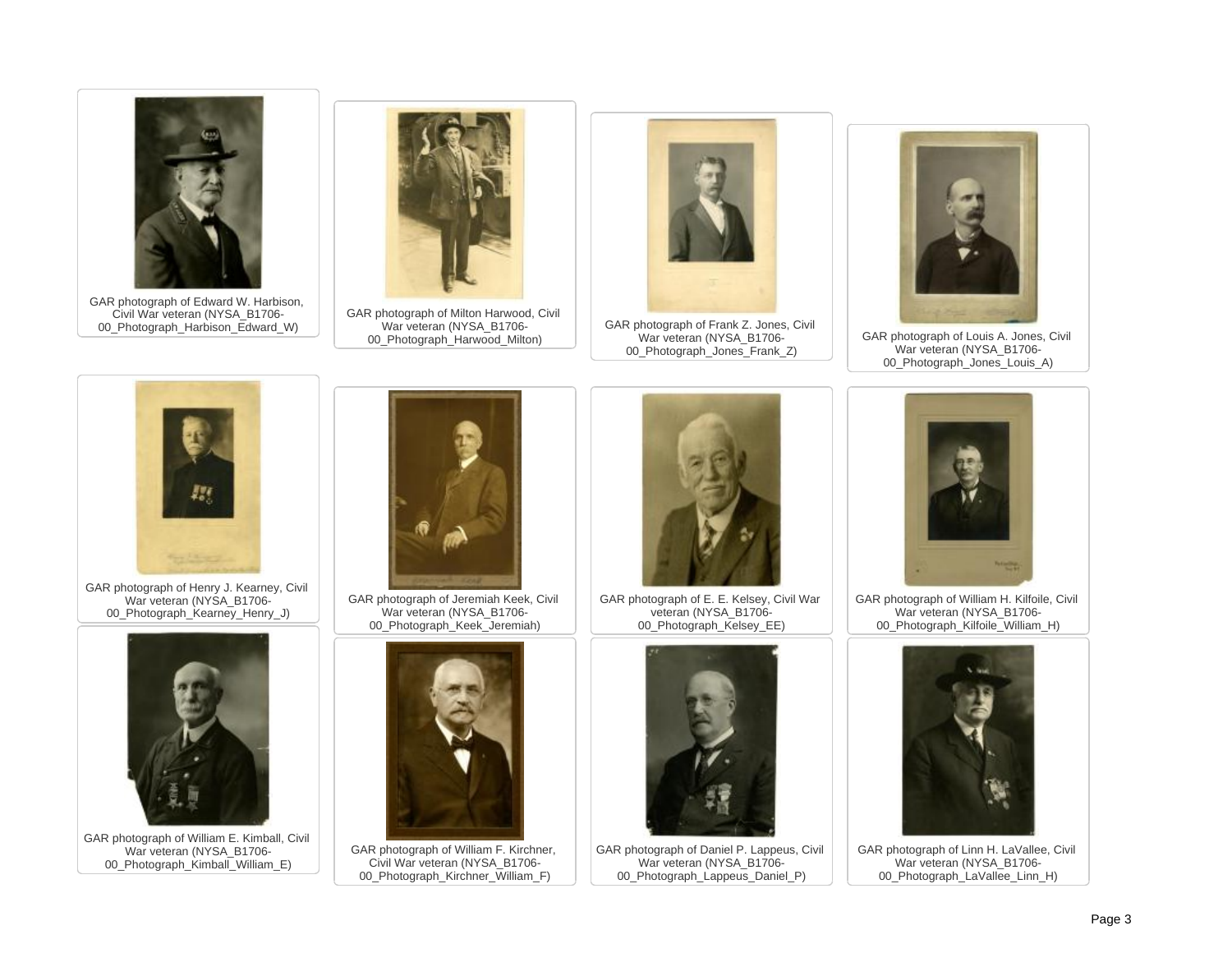GAR photograph of Edward W. Harbison, Civil War veteran (NYSA_B1706-00_Photograph_Harbison_Edward_W)

GAR photograph of Milton Harwood, Civil War veteran (NYSA_B1706-00_Photograph_Harwood_Milton)

GAR photograph of Frank Z. Jones, Civil War veteran (NYSA_B1706-00_Photograph_Jones_Frank_Z)

GAR photograph of Louis A. Jones, Civil War veteran (NYSA_B1706-00_Photograph_Jones_Louis_A)

GAR photograph of Henry J. Kearney, Civil War veteran (NYSA_B1706-00_Photograph_Kearney_Henry_J)

GAR photograph of Jeremiah Keek, Civil War veteran (NYSA_B1706-00_Photograph_Keek_Jeremiah)

GAR photograph of E. E. Kelsey, Civil War veteran (NYSA_B1706-00_Photograph_Kelsey_EE)

GAR photograph of William H. Kilfoile, Civil War veteran (NYSA_B1706-00_Photograph_Kilfoile_William_H)

GAR photograph of William E. Kimball, Civil War veteran (NYSA_B1706-00_Photograph_Kimball_William_E)

GAR photograph of William F. Kirchner, Civil War veteran (NYSA_B1706-00_Photograph_Kirchner_William_F)

GAR photograph of Daniel P. Lappeus, Civil War veteran (NYSA_B1706-00_Photograph_Lappeus_Daniel_P)

GAR photograph of Linn H. LaVallee, Civil War veteran (NYSA_B1706-00_Photograph_LaVallee_Linn_H)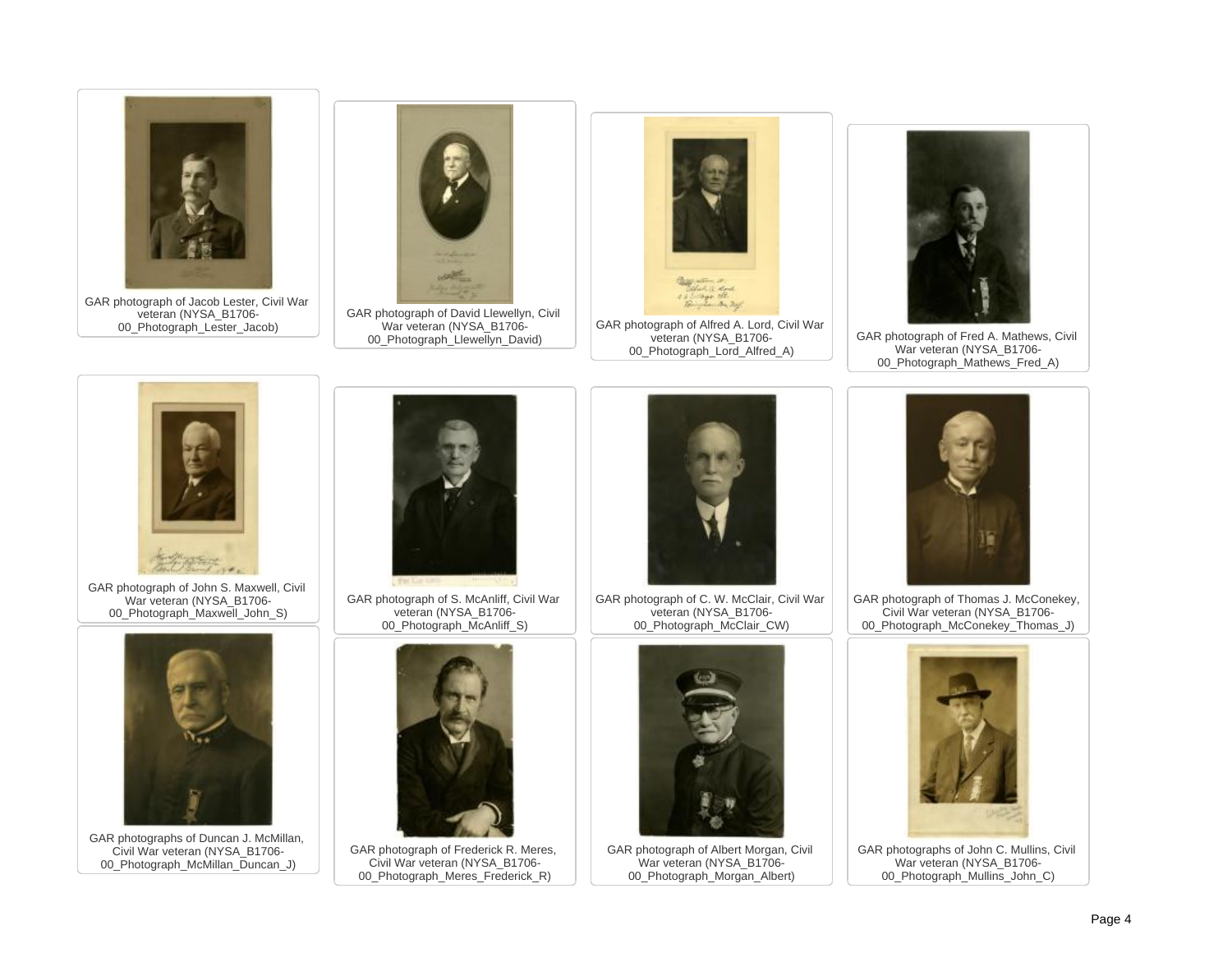GAR photograph of Jacob Lester, Civil War veteran (NYSA_B1706-00_Photograph_Lester_Jacob)

GAR photograph of David Llewellyn, Civil War veteran (NYSA_B1706-00_Photograph_Llewellyn_David)

GAR photograph of Alfred A. Lord, Civil War veteran (NYSA_B1706-00_Photograph_Lord_Alfred_A)

GAR photograph of Fred A. Mathews, Civil War veteran (NYSA_B1706-00_Photograph_Mathews_Fred_A)

GAR photograph of John S. Maxwell, Civil War veteran (NYSA_B1706-00_Photograph_Maxwell_John_S)

GAR photograph of S. McAnliff, Civil War veteran (NYSA_B1706-00_Photograph_McAnliff_S)

GAR photograph of C. W. McClair, Civil War veteran (NYSA_B1706-00_Photograph_McClair_CW)

GAR photograph of Thomas J. McConekey, Civil War veteran (NYSA_B1706-00_Photograph_McConekey_Thomas_J)

GAR photographs of Duncan J. McMillan, Civil War veteran (NYSA_B1706-00_Photograph_McMillan_Duncan_J)

GAR photograph of Frederick R. Meres, Civil War veteran (NYSA_B1706-00_Photograph_Meres_Frederick_R)

GAR photograph of Albert Morgan, Civil War veteran (NYSA_B1706-00_Photograph_Morgan_Albert)

GAR photographs of John C. Mullins, Civil War veteran (NYSA_B1706-00_Photograph_Mullins_John_C)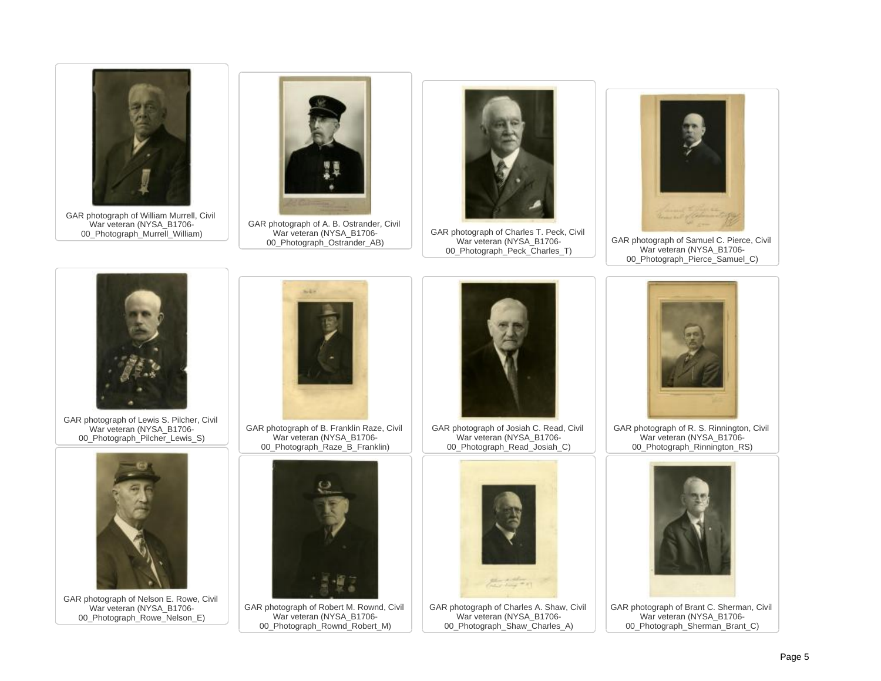GAR photograph of William Murrell, Civil War veteran (NYSA_B1706-00_Photograph_Murrell_William)

GAR photograph of A. B. Ostrander, Civil War veteran (NYSA_B1706-00_Photograph_Ostrander_AB)

GAR photograph of Charles T. Peck, Civil War veteran (NYSA_B1706-00_Photograph_Peck_Charles_T)

GAR photograph of Samuel C. Pierce, Civil War veteran (NYSA_B1706-00_Photograph_Pierce_Samuel_C)

GAR photograph of Lewis S. Pilcher, Civil War veteran (NYSA_B1706-00_Photograph_Pilcher_Lewis_S)

GAR photograph of B. Franklin Raze, Civil War veteran (NYSA_B1706-00_Photograph_Raze_B_Franklin)

GAR photograph of Josiah C. Read, Civil War veteran (NYSA_B1706-00_Photograph_Read_Josiah_C)

GAR photograph of R. S. Rinnington, Civil War veteran (NYSA_B1706-00_Photograph_Rinnington_RS)

GAR photograph of Nelson E. Rowe, Civil War veteran (NYSA_B1706-00_Photograph_Rowe_Nelson_E)

GAR photograph of Robert M. Rownd, Civil War veteran (NYSA_B1706-00_Photograph_Rownd_Robert_M)

GAR photograph of Charles A. Shaw, Civil War veteran (NYSA_B1706-00_Photograph_Shaw_Charles_A)

GAR photograph of Brant C. Sherman, Civil War veteran (NYSA_B1706-00_Photograph_Sherman_Brant_C)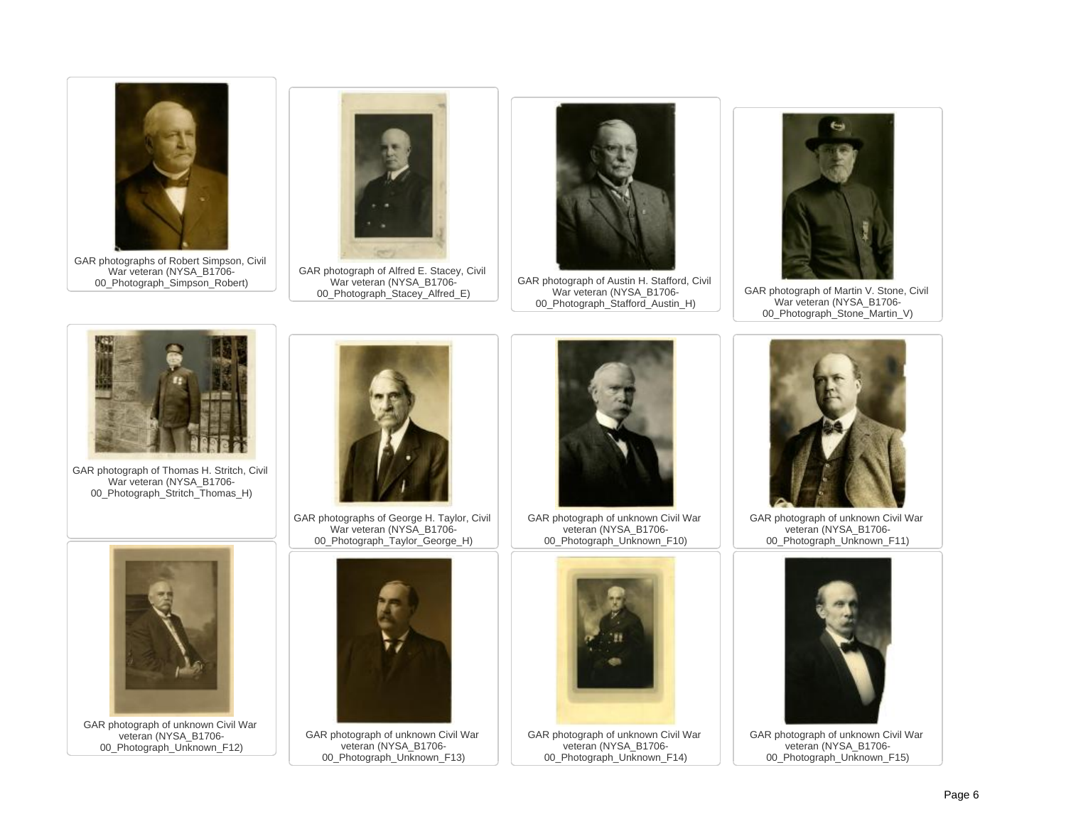GAR photographs of Robert Simpson, Civil War veteran (NYSA_B1706-00_Photograph_Simpson_Robert)

GAR photograph of Alfred E. Stacey, Civil War veteran (NYSA_B1706-00_Photograph_Stacey_Alfred_E)

GAR photograph of Austin H. Stafford, Civil War veteran (NYSA_B1706-00_Photograph_Stafford_Austin_H)

GAR photograph of Martin V. Stone, Civil War veteran (NYSA_B1706-00_Photograph_Stone_Martin_V)

GAR photograph of Thomas H. Stritch, Civil War veteran (NYSA_B1706-00_Photograph_Stritch_Thomas_H)

GAR photographs of George H. Taylor, Civil War veteran (NYSA_B1706-00_Photograph_Taylor_George_H)

GAR photograph of unknown Civil War veteran (NYSA_B1706-00_Photograph_Unknown_F10)

GAR photograph of unknown Civil War veteran (NYSA_B1706-00_Photograph_Unknown_F11)

GAR photograph of unknown Civil War veteran (NYSA_B1706-00_Photograph_Unknown_F12)

GAR photograph of unknown Civil War veteran (NYSA_B1706-00_Photograph_Unknown_F13)

GAR photograph of unknown Civil War veteran (NYSA_B1706-00_Photograph_Unknown_F14)

GAR photograph of unknown Civil War veteran (NYSA_B1706-00_Photograph_Unknown_F15)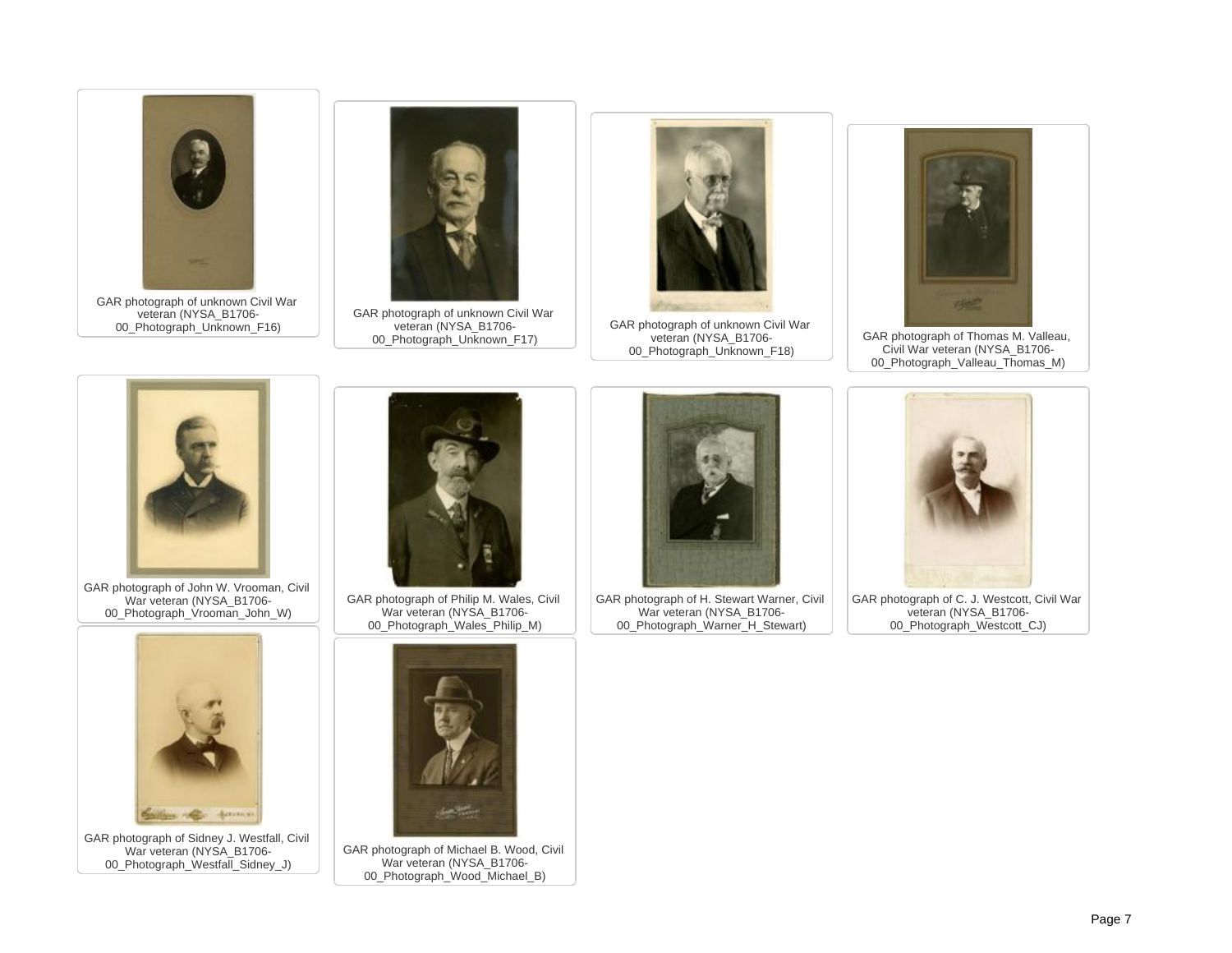GAR photograph of unknown Civil War veteran (NYSA_B1706-00_Photograph_Unknown_F16)

GAR photograph of unknown Civil War veteran (NYSA_B1706-00_Photograph_Unknown_F17)

GAR photograph of unknown Civil War veteran (NYSA_B1706-00_Photograph_Unknown_F18)

GAR photograph of Thomas M. Valleau, Civil War veteran (NYSA_B1706-00_Photograph_Valleau_Thomas_M)

GAR photograph of John W. Vrooman, Civil War veteran (NYSA_B1706-00_Photograph_Vrooman_John_W)

GAR photograph of Philip M. Wales, Civil War veteran (NYSA_B1706-00_Photograph_Wales_Philip_M)

GAR photograph of H. Stewart Warner, Civil War veteran (NYSA_B1706-00_Photograph_Warner_H_Stewart)

GAR photograph of C. J. Westcott, Civil War veteran (NYSA_B1706-00_Photograph_Westcott_CJ)

GAR photograph of Sidney J. Westfall, Civil War veteran (NYSA_B1706-00_Photograph_Westfall_Sidney_J)

GAR photograph of Michael B. Wood, Civil War veteran (NYSA_B1706-00_Photograph_Wood_Michael_B)